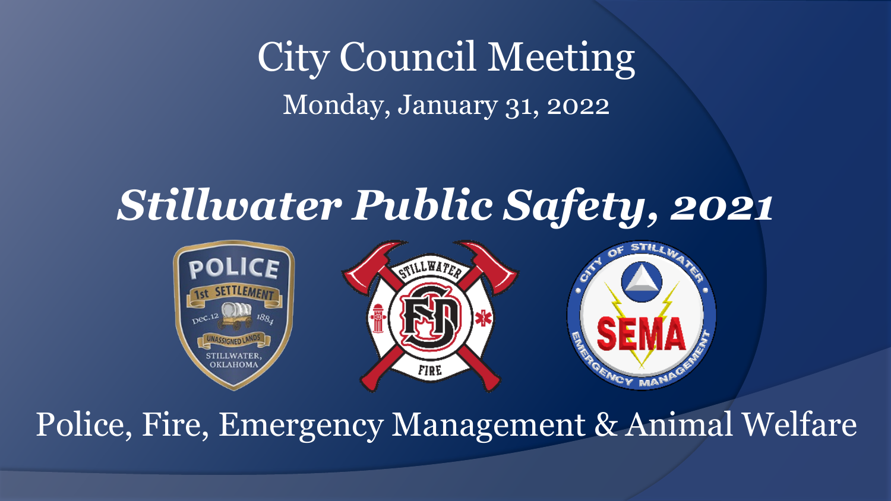# City Council Meeting

Monday, January 31, 2022

## *Stillwater Public Safety, 2021*

Police, Fire, Emergency Management & Animal Welfare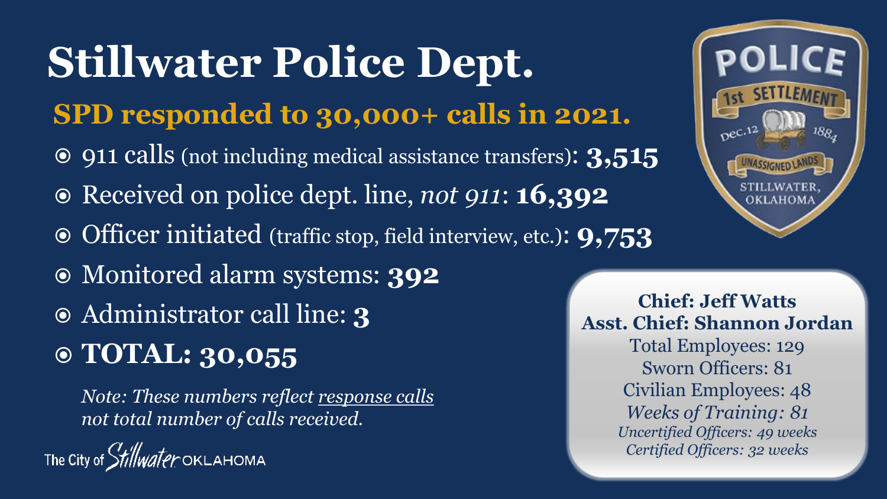# Stillwater Police Dept.

## SPD responded to 30,000+ calls in 2021.

- 911 calls (not including medical assistance transfers): **3,515**
- Received on police dept. line, *not 911*: **16,392**
- Officer initiated (traffic stop, field interview, etc.): **9,753**
- Monitored alarm systems: **392**
- Administrator call line: **3**
- **TOTAL: 30,055**

*Note: These numbers reflect response calls not total number of calls received.*

The City of Stillwater OKLAHOMA

POLICE
1st SETTLEMENT
Dec. 12 1884
UNASSIGNED LANDS
STILLWATER, OKLAHOMA

**Chief: Jeff Watts**
**Asst. Chief: Shannon Jordan**
Total Employees: 129
Sworn Officers: 81
Civilian Employees: 48
*Weeks of Training: 81*
*Uncertified Officers: 49 weeks*
*Certified Officers: 32 weeks*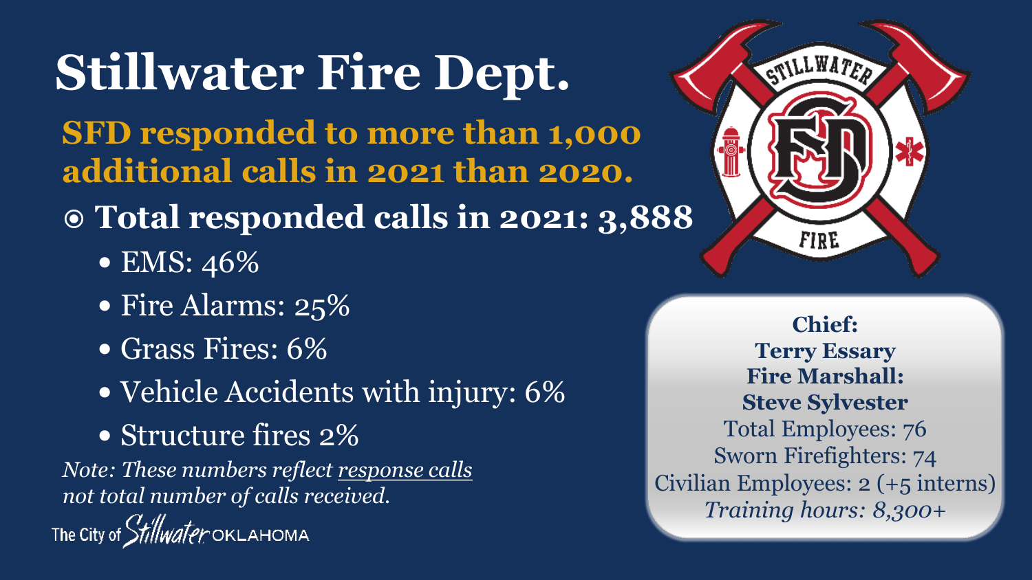# Stillwater Fire Dept.

**SFD responded to more than 1,000 additional calls in 2021 than 2020.**

- **Total responded calls in 2021: 3,888**
  - EMS: 46%
  - Fire Alarms: 25%
  - Grass Fires: 6%
  - Vehicle Accidents with injury: 6%
  - Structure fires 2%

*Note: These numbers reflect response calls not total number of calls received.*

The City of Stillwater OKLAHOMA

**Chief:**
**Terry Essary**
**Fire Marshall:**
**Steve Sylvester**
Total Employees: 76
Sworn Firefighters: 74
Civilian Employees: 2 (+5 interns)
*Training hours: 8,300+*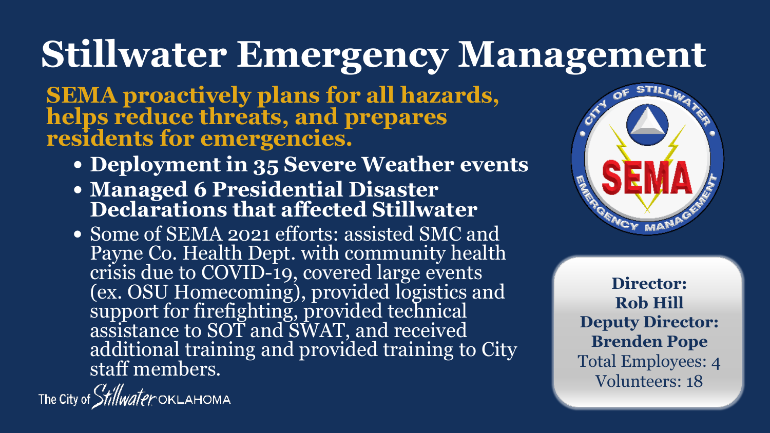# Stillwater Emergency Management

**SEMA proactively plans for all hazards, helps reduce threats, and prepares residents for emergencies.**

- **Deployment in 35 Severe Weather events**
- **Managed 6 Presidential Disaster Declarations that affected Stillwater**
- Some of SEMA 2021 efforts: assisted SMC and Payne Co. Health Dept. with community health crisis due to COVID-19, covered large events (ex. OSU Homecoming), provided logistics and support for firefighting, provided technical assistance to SOT and SWAT, and received additional training and provided training to City staff members.

**Director:**
**Rob Hill**
**Deputy Director:**
**Brenden Pope**
Total Employees: 4
Volunteers: 18

The City of Stillwater OKLAHOMA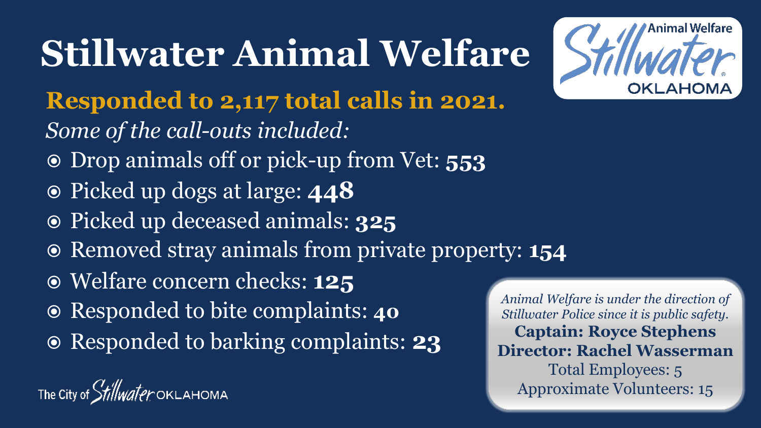# Stillwater Animal Welfare

**Responded to 2,117 total calls in 2021.**

*Some of the call-outs included:*

- Drop animals off or pick-up from Vet: **553**
- Picked up dogs at large: **448**
- Picked up deceased animals: **325**
- Removed stray animals from private property: **154**
- Welfare concern checks: **125**
- Responded to bite complaints: **40**
- Responded to barking complaints: **23**

*Animal Welfare is under the direction of Stillwater Police since it is public safety.*

**Captain: Royce Stephens**

**Director: Rachel Wasserman**

Total Employees: 5

Approximate Volunteers: 15

The City of Stillwater OKLAHOMA